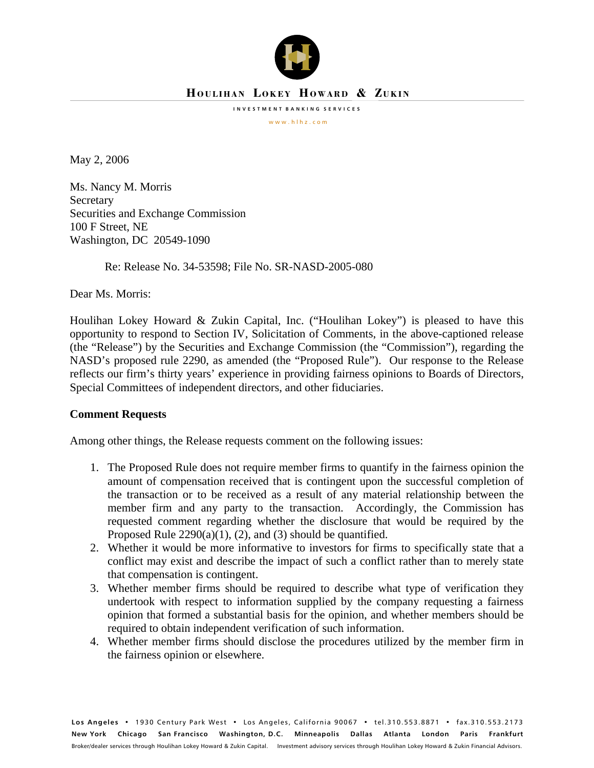# HOULIHAN LOKEY HOWARD & ZUKIN

INVESTMENT BANKING SERVICES

www.hlhz.com

May 2, 2006

Ms. Nancy M. Morris
Secretary
Securities and Exchange Commission
100 F Street, NE
Washington, DC 20549-1090

Re: Release No. 34-53598; File No. SR-NASD-2005-080

Dear Ms. Morris:

Houlihan Lokey Howard & Zukin Capital, Inc. ("Houlihan Lokey") is pleased to have this opportunity to respond to Section IV, Solicitation of Comments, in the above-captioned release (the "Release") by the Securities and Exchange Commission (the "Commission"), regarding the NASD's proposed rule 2290, as amended (the "Proposed Rule"). Our response to the Release reflects our firm's thirty years' experience in providing fairness opinions to Boards of Directors, Special Committees of independent directors, and other fiduciaries.

**Comment Requests**

Among other things, the Release requests comment on the following issues:

1. The Proposed Rule does not require member firms to quantify in the fairness opinion the amount of compensation received that is contingent upon the successful completion of the transaction or to be received as a result of any material relationship between the member firm and any party to the transaction. Accordingly, the Commission has requested comment regarding whether the disclosure that would be required by the Proposed Rule 2290(a)(1), (2), and (3) should be quantified.
2. Whether it would be more informative to investors for firms to specifically state that a conflict may exist and describe the impact of such a conflict rather than to merely state that compensation is contingent.
3. Whether member firms should be required to describe what type of verification they undertook with respect to information supplied by the company requesting a fairness opinion that formed a substantial basis for the opinion, and whether members should be required to obtain independent verification of such information.
4. Whether member firms should disclose the procedures utilized by the member firm in the fairness opinion or elsewhere.

**Los Angeles** • 1930 Century Park West • Los Angeles, California 90067 • tel.310.553.8871 • fax.310.553.2173
**New York Chicago San Francisco Washington, D.C. Minneapolis Dallas Atlanta London Paris Frankfurt**
Broker/dealer services through Houlihan Lokey Howard & Zukin Capital. Investment advisory services through Houlihan Lokey Howard & Zukin Financial Advisors.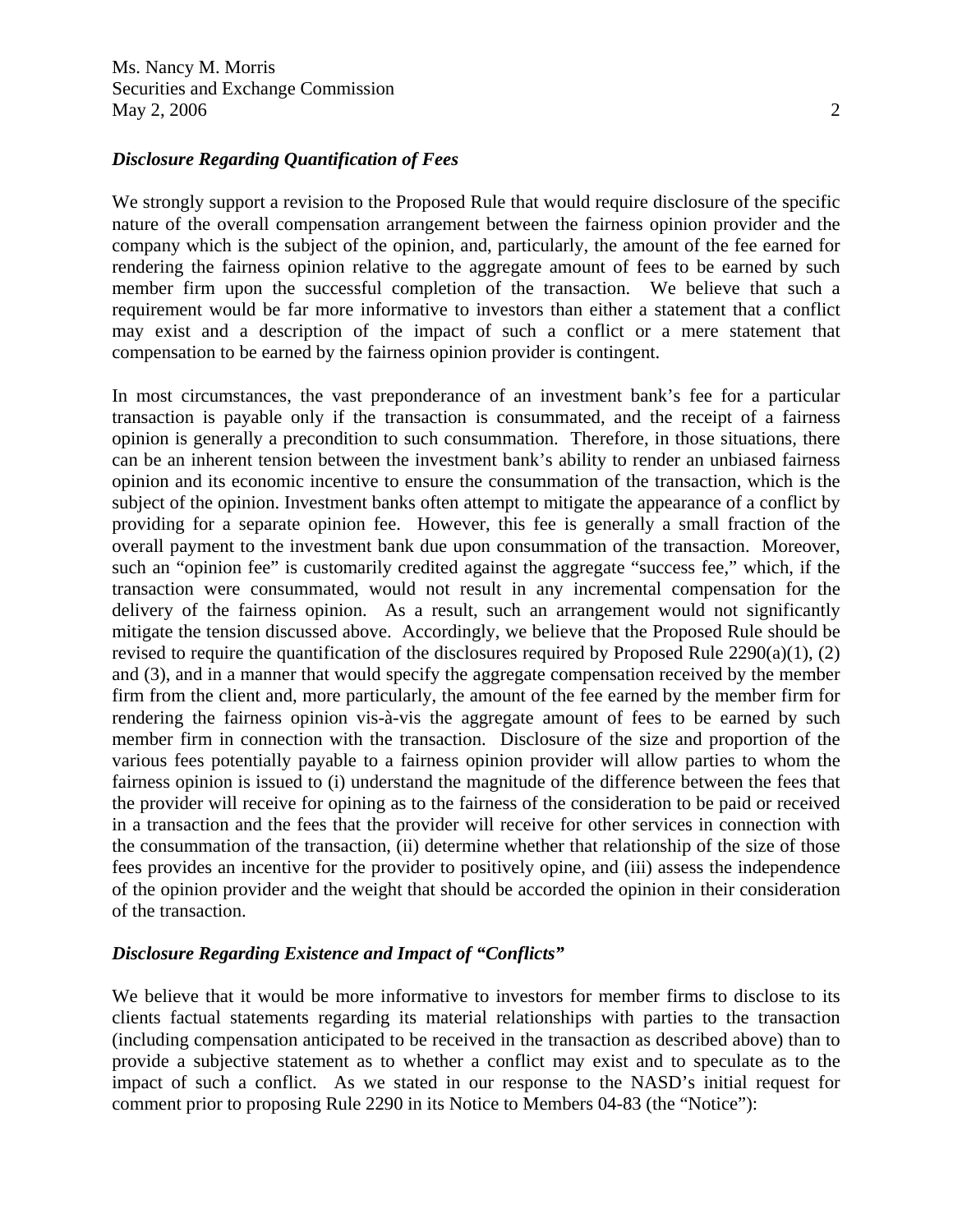### *Disclosure Regarding Quantification of Fees*

We strongly support a revision to the Proposed Rule that would require disclosure of the specific nature of the overall compensation arrangement between the fairness opinion provider and the company which is the subject of the opinion, and, particularly, the amount of the fee earned for rendering the fairness opinion relative to the aggregate amount of fees to be earned by such member firm upon the successful completion of the transaction. We believe that such a requirement would be far more informative to investors than either a statement that a conflict may exist and a description of the impact of such a conflict or a mere statement that compensation to be earned by the fairness opinion provider is contingent.

In most circumstances, the vast preponderance of an investment bank's fee for a particular transaction is payable only if the transaction is consummated, and the receipt of a fairness opinion is generally a precondition to such consummation. Therefore, in those situations, there can be an inherent tension between the investment bank's ability to render an unbiased fairness opinion and its economic incentive to ensure the consummation of the transaction, which is the subject of the opinion. Investment banks often attempt to mitigate the appearance of a conflict by providing for a separate opinion fee. However, this fee is generally a small fraction of the overall payment to the investment bank due upon consummation of the transaction. Moreover, such an "opinion fee" is customarily credited against the aggregate "success fee," which, if the transaction were consummated, would not result in any incremental compensation for the delivery of the fairness opinion. As a result, such an arrangement would not significantly mitigate the tension discussed above. Accordingly, we believe that the Proposed Rule should be revised to require the quantification of the disclosures required by Proposed Rule 2290(a)(1), (2) and (3), and in a manner that would specify the aggregate compensation received by the member firm from the client and, more particularly, the amount of the fee earned by the member firm for rendering the fairness opinion vis-à-vis the aggregate amount of fees to be earned by such member firm in connection with the transaction. Disclosure of the size and proportion of the various fees potentially payable to a fairness opinion provider will allow parties to whom the fairness opinion is issued to (i) understand the magnitude of the difference between the fees that the provider will receive for opining as to the fairness of the consideration to be paid or received in a transaction and the fees that the provider will receive for other services in connection with the consummation of the transaction, (ii) determine whether that relationship of the size of those fees provides an incentive for the provider to positively opine, and (iii) assess the independence of the opinion provider and the weight that should be accorded the opinion in their consideration of the transaction.

### *Disclosure Regarding Existence and Impact of "Conflicts"*

We believe that it would be more informative to investors for member firms to disclose to its clients factual statements regarding its material relationships with parties to the transaction (including compensation anticipated to be received in the transaction as described above) than to provide a subjective statement as to whether a conflict may exist and to speculate as to the impact of such a conflict. As we stated in our response to the NASD's initial request for comment prior to proposing Rule 2290 in its Notice to Members 04-83 (the "Notice"):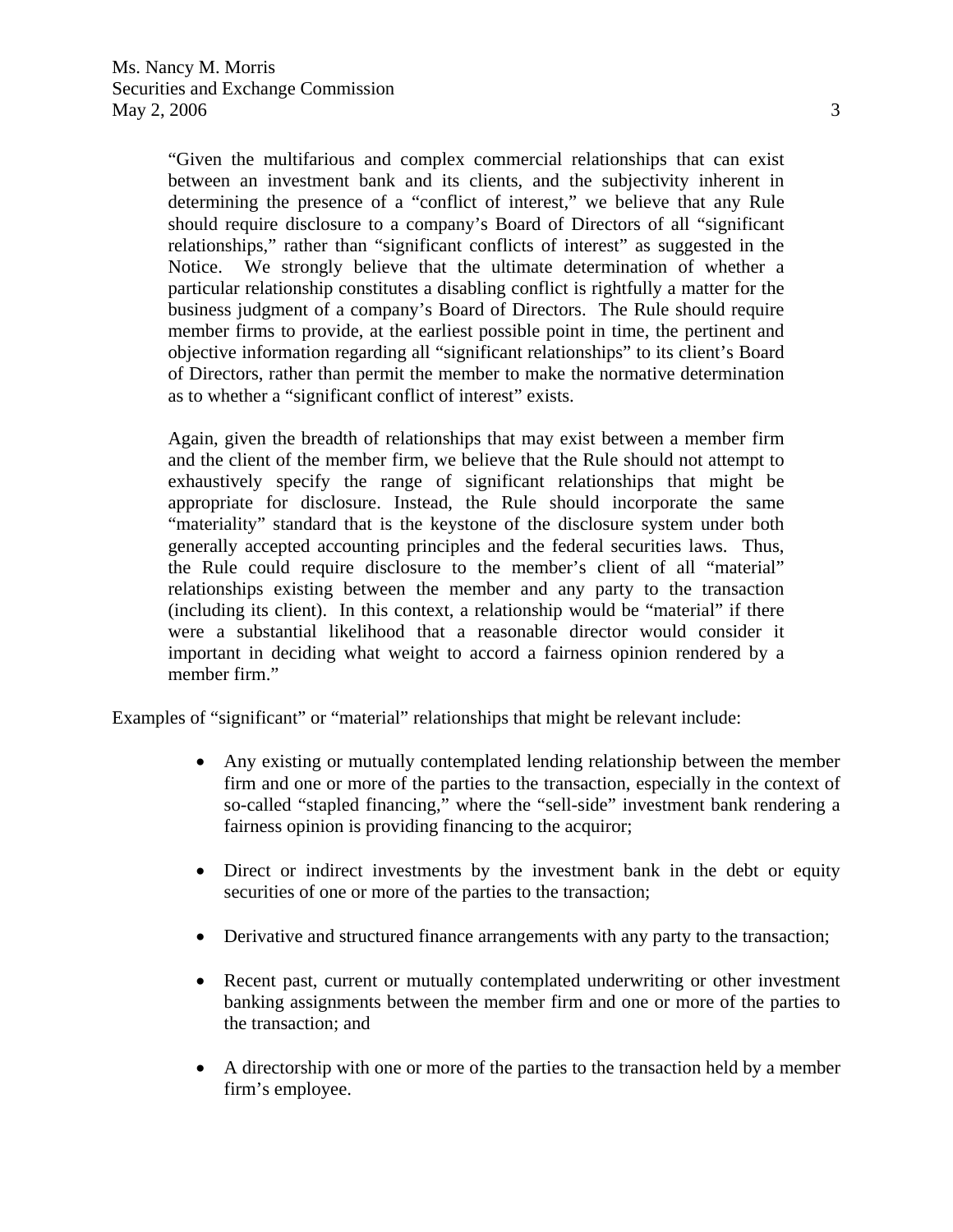> "Given the multifarious and complex commercial relationships that can exist between an investment bank and its clients, and the subjectivity inherent in determining the presence of a "conflict of interest," we believe that any Rule should require disclosure to a company's Board of Directors of all "significant relationships," rather than "significant conflicts of interest" as suggested in the Notice. We strongly believe that the ultimate determination of whether a particular relationship constitutes a disabling conflict is rightfully a matter for the business judgment of a company's Board of Directors. The Rule should require member firms to provide, at the earliest possible point in time, the pertinent and objective information regarding all "significant relationships" to its client's Board of Directors, rather than permit the member to make the normative determination as to whether a "significant conflict of interest" exists.
>
> Again, given the breadth of relationships that may exist between a member firm and the client of the member firm, we believe that the Rule should not attempt to exhaustively specify the range of significant relationships that might be appropriate for disclosure. Instead, the Rule should incorporate the same "materiality" standard that is the keystone of the disclosure system under both generally accepted accounting principles and the federal securities laws. Thus, the Rule could require disclosure to the member's client of all "material" relationships existing between the member and any party to the transaction (including its client). In this context, a relationship would be "material" if there were a substantial likelihood that a reasonable director would consider it important in deciding what weight to accord a fairness opinion rendered by a member firm."

Examples of "significant" or "material" relationships that might be relevant include:

- Any existing or mutually contemplated lending relationship between the member firm and one or more of the parties to the transaction, especially in the context of so-called "stapled financing," where the "sell-side" investment bank rendering a fairness opinion is providing financing to the acquiror;
- Direct or indirect investments by the investment bank in the debt or equity securities of one or more of the parties to the transaction;
- Derivative and structured finance arrangements with any party to the transaction;
- Recent past, current or mutually contemplated underwriting or other investment banking assignments between the member firm and one or more of the parties to the transaction; and
- A directorship with one or more of the parties to the transaction held by a member firm's employee.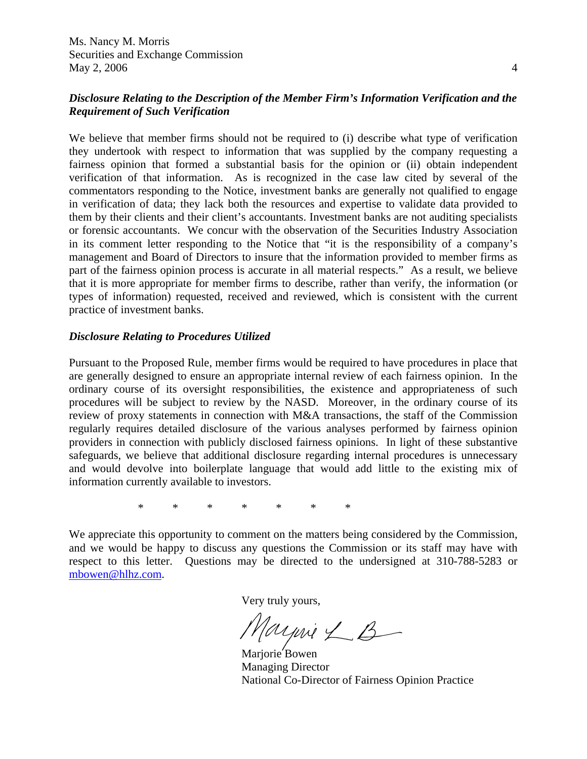### *Disclosure Relating to the Description of the Member Firm's Information Verification and the Requirement of Such Verification*

We believe that member firms should not be required to (i) describe what type of verification they undertook with respect to information that was supplied by the company requesting a fairness opinion that formed a substantial basis for the opinion or (ii) obtain independent verification of that information. As is recognized in the case law cited by several of the commentators responding to the Notice, investment banks are generally not qualified to engage in verification of data; they lack both the resources and expertise to validate data provided to them by their clients and their client's accountants. Investment banks are not auditing specialists or forensic accountants. We concur with the observation of the Securities Industry Association in its comment letter responding to the Notice that "it is the responsibility of a company's management and Board of Directors to insure that the information provided to member firms as part of the fairness opinion process is accurate in all material respects." As a result, we believe that it is more appropriate for member firms to describe, rather than verify, the information (or types of information) requested, received and reviewed, which is consistent with the current practice of investment banks.

### *Disclosure Relating to Procedures Utilized*

Pursuant to the Proposed Rule, member firms would be required to have procedures in place that are generally designed to ensure an appropriate internal review of each fairness opinion. In the ordinary course of its oversight responsibilities, the existence and appropriateness of such procedures will be subject to review by the NASD. Moreover, in the ordinary course of its review of proxy statements in connection with M&A transactions, the staff of the Commission regularly requires detailed disclosure of the various analyses performed by fairness opinion providers in connection with publicly disclosed fairness opinions. In light of these substantive safeguards, we believe that additional disclosure regarding internal procedures is unnecessary and would devolve into boilerplate language that would add little to the existing mix of information currently available to investors.

\* \* \* \* \* \* \*

We appreciate this opportunity to comment on the matters being considered by the Commission, and we would be happy to discuss any questions the Commission or its staff may have with respect to this letter. Questions may be directed to the undersigned at 310-788-5283 or mbowen@hlhz.com.

Very truly yours,

Marjorie L B

Marjorie Bowen
Managing Director
National Co-Director of Fairness Opinion Practice